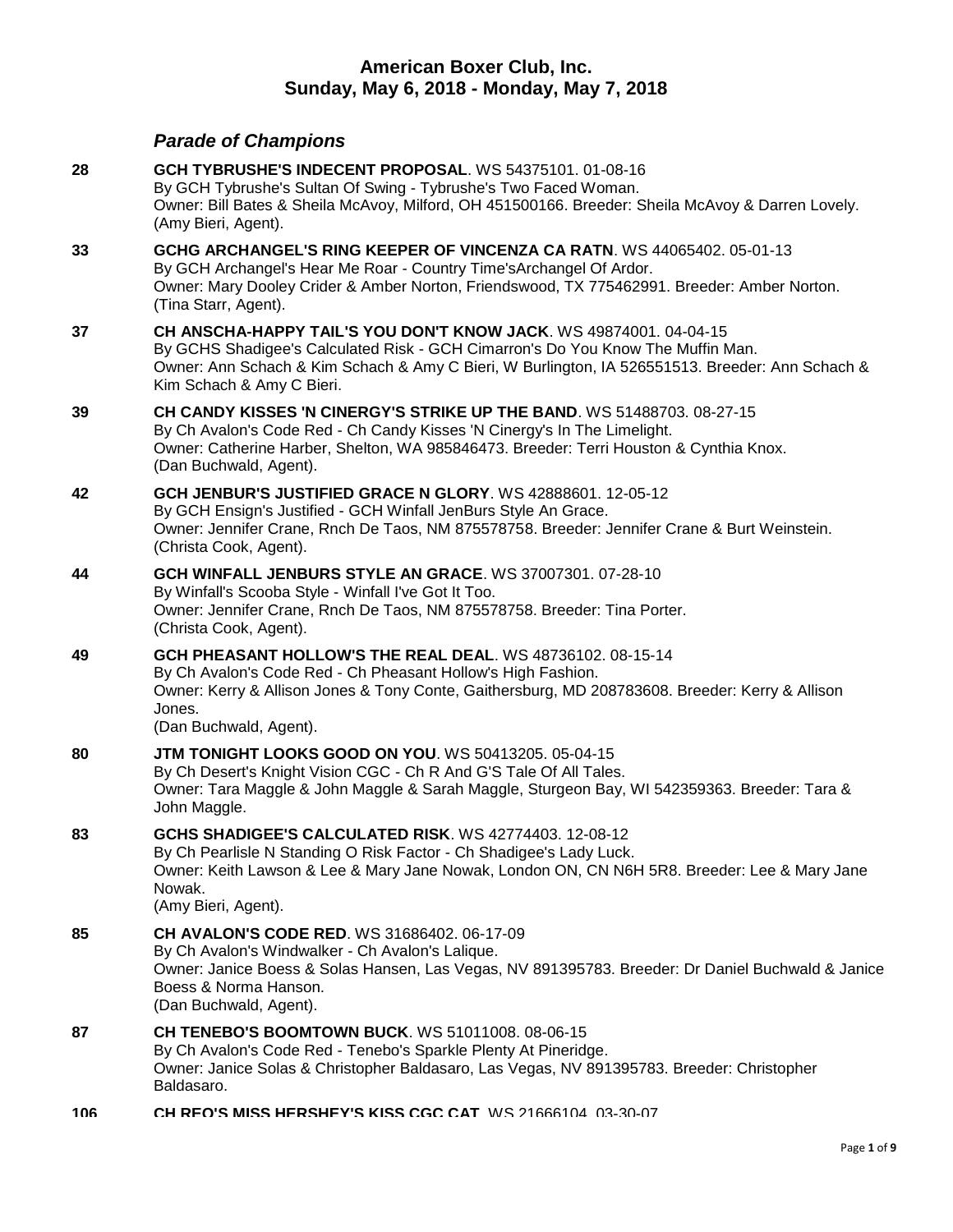## American Boxer Club, Inc.
## Sunday, May 6, 2018 - Monday, May 7, 2018

### *Parade of Champions*

**28** **GCH TYBRUSHE'S INDECENT PROPOSAL**. WS 54375101. 01-08-16
By GCH Tybrushe's Sultan Of Swing - Tybrushe's Two Faced Woman.
Owner: Bill Bates & Sheila McAvoy, Milford, OH 451500166. Breeder: Sheila McAvoy & Darren Lovely.
(Amy Bieri, Agent).

**33** **GCHG ARCHANGEL'S RING KEEPER OF VINCENZA CA RATN**. WS 44065402. 05-01-13
By GCH Archangel's Hear Me Roar - Country Time'sArchangel Of Ardor.
Owner: Mary Dooley Crider & Amber Norton, Friendswood, TX 775462991. Breeder: Amber Norton.
(Tina Starr, Agent).

**37** **CH ANSCHA-HAPPY TAIL'S YOU DON'T KNOW JACK**. WS 49874001. 04-04-15
By GCHS Shadigee's Calculated Risk - GCH Cimarron's Do You Know The Muffin Man.
Owner: Ann Schach & Kim Schach & Amy C Bieri, W Burlington, IA 526551513. Breeder: Ann Schach & Kim Schach & Amy C Bieri.

**39** **CH CANDY KISSES 'N CINERGY'S STRIKE UP THE BAND**. WS 51488703. 08-27-15
By Ch Avalon's Code Red - Ch Candy Kisses 'N Cinergy's In The Limelight.
Owner: Catherine Harber, Shelton, WA 985846473. Breeder: Terri Houston & Cynthia Knox.
(Dan Buchwald, Agent).

**42** **GCH JENBUR'S JUSTIFIED GRACE N GLORY**. WS 42888601. 12-05-12
By GCH Ensign's Justified - GCH Winfall JenBurs Style An Grace.
Owner: Jennifer Crane, Rnch De Taos, NM 875578758. Breeder: Jennifer Crane & Burt Weinstein.
(Christa Cook, Agent).

**44** **GCH WINFALL JENBURS STYLE AN GRACE**. WS 37007301. 07-28-10
By Winfall's Scooba Style - Winfall I've Got It Too.
Owner: Jennifer Crane, Rnch De Taos, NM 875578758. Breeder: Tina Porter.
(Christa Cook, Agent).

**49** **GCH PHEASANT HOLLOW'S THE REAL DEAL**. WS 48736102. 08-15-14
By Ch Avalon's Code Red - Ch Pheasant Hollow's High Fashion.
Owner: Kerry & Allison Jones & Tony Conte, Gaithersburg, MD 208783608. Breeder: Kerry & Allison Jones.
(Dan Buchwald, Agent).

**80** **JTM TONIGHT LOOKS GOOD ON YOU**. WS 50413205. 05-04-15
By Ch Desert's Knight Vision CGC - Ch R And G'S Tale Of All Tales.
Owner: Tara Maggle & John Maggle & Sarah Maggle, Sturgeon Bay, WI 542359363. Breeder: Tara & John Maggle.

**83** **GCHS SHADIGEE'S CALCULATED RISK**. WS 42774403. 12-08-12
By Ch Pearlisle N Standing O Risk Factor - Ch Shadigee's Lady Luck.
Owner: Keith Lawson & Lee & Mary Jane Nowak, London ON, CN N6H 5R8. Breeder: Lee & Mary Jane Nowak.
(Amy Bieri, Agent).

**85** **CH AVALON'S CODE RED**. WS 31686402. 06-17-09
By Ch Avalon's Windwalker - Ch Avalon's Lalique.
Owner: Janice Boess & Solas Hansen, Las Vegas, NV 891395783. Breeder: Dr Daniel Buchwald & Janice Boess & Norma Hanson.
(Dan Buchwald, Agent).

**87** **CH TENEBO'S BOOMTOWN BUCK**. WS 51011008. 08-06-15
By Ch Avalon's Code Red - Tenebo's Sparkle Plenty At Pineridge.
Owner: Janice Solas & Christopher Baldasaro, Las Vegas, NV 891395783. Breeder: Christopher Baldasaro.

**106** **CH REO'S MISS HERSHEY'S KISS CGC CAT**. WS 21666104. 03-30-07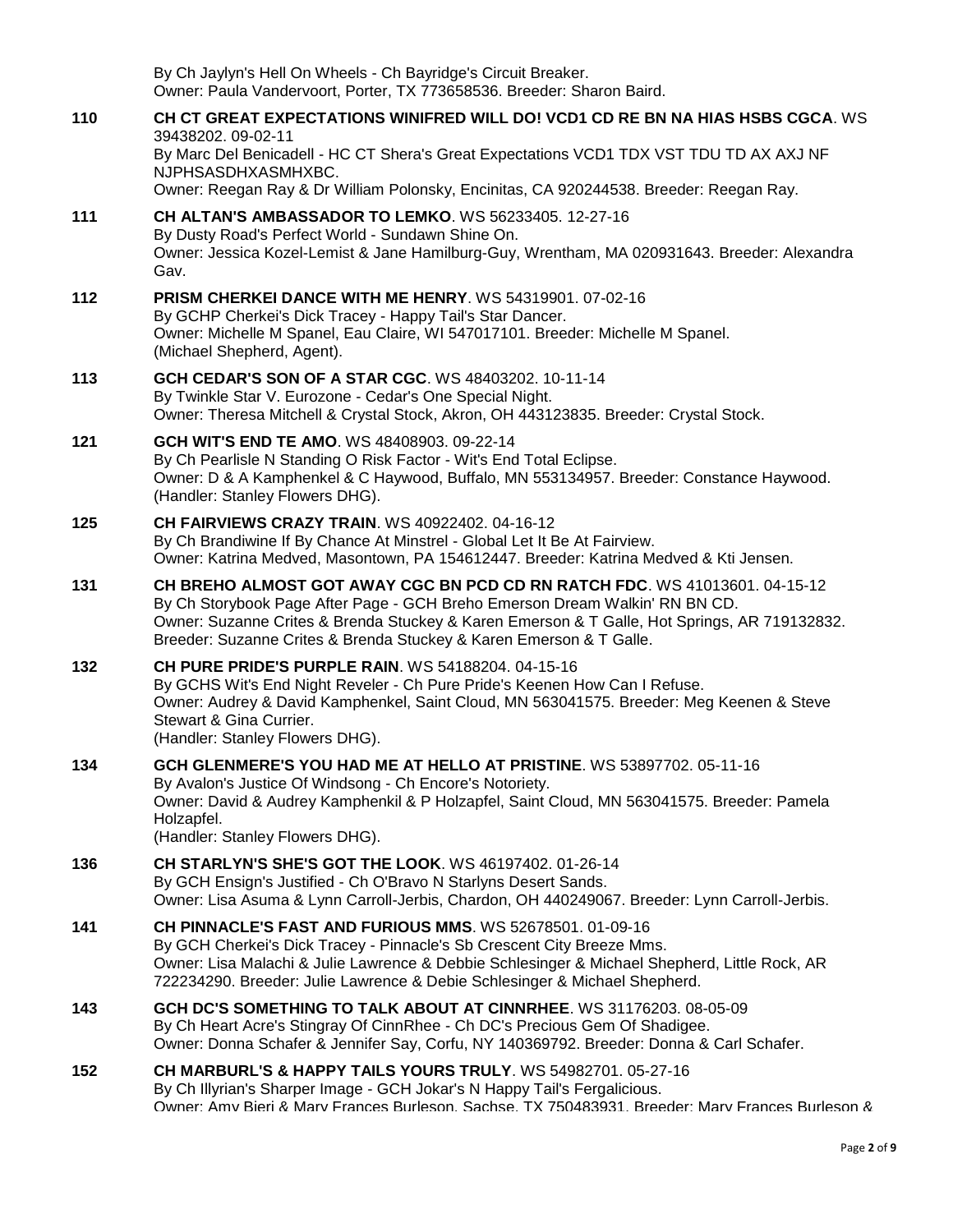By Ch Jaylyn's Hell On Wheels - Ch Bayridge's Circuit Breaker.
Owner: Paula Vandervoort, Porter, TX 773658536. Breeder: Sharon Baird.

**110** **CH CT GREAT EXPECTATIONS WINIFRED WILL DO! VCD1 CD RE BN NA HIAS HSBS CGCA**. WS 39438202. 09-02-11
By Marc Del Benicadell - HC CT Shera's Great Expectations VCD1 TDX VST TDU TD AX AXJ NF NJPHSASDHXASMHXBC.
Owner: Reegan Ray & Dr William Polonsky, Encinitas, CA 920244538. Breeder: Reegan Ray.

**111** **CH ALTAN'S AMBASSADOR TO LEMKO**. WS 56233405. 12-27-16
By Dusty Road's Perfect World - Sundawn Shine On.
Owner: Jessica Kozel-Lemist & Jane Hamilburg-Guy, Wrentham, MA 020931643. Breeder: Alexandra Gav.

**112** **PRISM CHERKEI DANCE WITH ME HENRY**. WS 54319901. 07-02-16
By GCHP Cherkei's Dick Tracey - Happy Tail's Star Dancer.
Owner: Michelle M Spanel, Eau Claire, WI 547017101. Breeder: Michelle M Spanel.
(Michael Shepherd, Agent).

**113** **GCH CEDAR'S SON OF A STAR CGC**. WS 48403202. 10-11-14
By Twinkle Star V. Eurozone - Cedar's One Special Night.
Owner: Theresa Mitchell & Crystal Stock, Akron, OH 443123835. Breeder: Crystal Stock.

**121** **GCH WIT'S END TE AMO**. WS 48408903. 09-22-14
By Ch Pearlisle N Standing O Risk Factor - Wit's End Total Eclipse.
Owner: D & A Kamphenkel & C Haywood, Buffalo, MN 553134957. Breeder: Constance Haywood.
(Handler: Stanley Flowers DHG).

**125** **CH FAIRVIEWS CRAZY TRAIN**. WS 40922402. 04-16-12
By Ch Brandiwine If By Chance At Minstrel - Global Let It Be At Fairview.
Owner: Katrina Medved, Masontown, PA 154612447. Breeder: Katrina Medved & Kti Jensen.

**131** **CH BREHO ALMOST GOT AWAY CGC BN PCD CD RN RATCH FDC**. WS 41013601. 04-15-12
By Ch Storybook Page After Page - GCH Breho Emerson Dream Walkin' RN BN CD.
Owner: Suzanne Crites & Brenda Stuckey & Karen Emerson & T Galle, Hot Springs, AR 719132832.
Breeder: Suzanne Crites & Brenda Stuckey & Karen Emerson & T Galle.

**132** **CH PURE PRIDE'S PURPLE RAIN**. WS 54188204. 04-15-16
By GCHS Wit's End Night Reveler - Ch Pure Pride's Keenen How Can I Refuse.
Owner: Audrey & David Kamphenkel, Saint Cloud, MN 563041575. Breeder: Meg Keenen & Steve Stewart & Gina Currier.
(Handler: Stanley Flowers DHG).

**134** **GCH GLENMERE'S YOU HAD ME AT HELLO AT PRISTINE**. WS 53897702. 05-11-16
By Avalon's Justice Of Windsong - Ch Encore's Notoriety.
Owner: David & Audrey Kamphenkil & P Holzapfel, Saint Cloud, MN 563041575. Breeder: Pamela Holzapfel.
(Handler: Stanley Flowers DHG).

**136** **CH STARLYN'S SHE'S GOT THE LOOK**. WS 46197402. 01-26-14
By GCH Ensign's Justified - Ch O'Bravo N Starlyns Desert Sands.
Owner: Lisa Asuma & Lynn Carroll-Jerbis, Chardon, OH 440249067. Breeder: Lynn Carroll-Jerbis.

**141** **CH PINNACLE'S FAST AND FURIOUS MMS**. WS 52678501. 01-09-16
By GCH Cherkei's Dick Tracey - Pinnacle's Sb Crescent City Breeze Mms.
Owner: Lisa Malachi & Julie Lawrence & Debbie Schlesinger & Michael Shepherd, Little Rock, AR 722234290. Breeder: Julie Lawrence & Debie Schlesinger & Michael Shepherd.

**143** **GCH DC'S SOMETHING TO TALK ABOUT AT CINNRHEE**. WS 31176203. 08-05-09
By Ch Heart Acre's Stingray Of CinnRhee - Ch DC's Precious Gem Of Shadigee.
Owner: Donna Schafer & Jennifer Say, Corfu, NY 140369792. Breeder: Donna & Carl Schafer.

**152** **CH MARBURL'S & HAPPY TAILS YOURS TRULY**. WS 54982701. 05-27-16
By Ch Illyrian's Sharper Image - GCH Jokar's N Happy Tail's Fergalicious.
Owner: Amy Bieri & Mary Frances Burleson, Sachse, TX 750483931. Breeder: Mary Frances Burleson &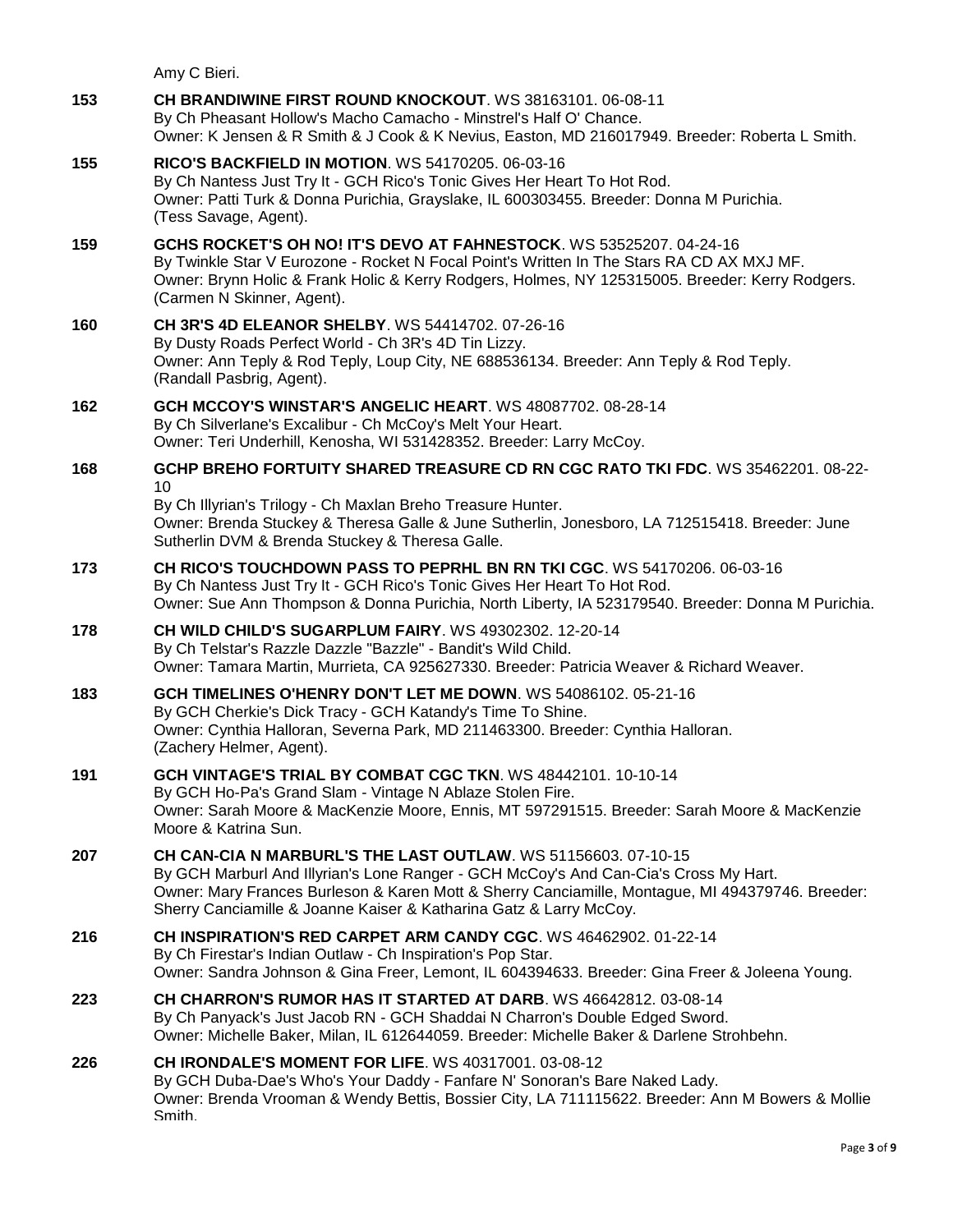Amy C Bieri.

**153** **CH BRANDIWINE FIRST ROUND KNOCKOUT**. WS 38163101. 06-08-11
By Ch Pheasant Hollow's Macho Camacho - Minstrel's Half O' Chance.
Owner: K Jensen & R Smith & J Cook & K Nevius, Easton, MD 216017949. Breeder: Roberta L Smith.

**155** **RICO'S BACKFIELD IN MOTION**. WS 54170205. 06-03-16
By Ch Nantess Just Try It - GCH Rico's Tonic Gives Her Heart To Hot Rod.
Owner: Patti Turk & Donna Purichia, Grayslake, IL 600303455. Breeder: Donna M Purichia.
(Tess Savage, Agent).

**159** **GCHS ROCKET'S OH NO! IT'S DEVO AT FAHNESTOCK**. WS 53525207. 04-24-16
By Twinkle Star V Eurozone - Rocket N Focal Point's Written In The Stars RA CD AX MXJ MF.
Owner: Brynn Holic & Frank Holic & Kerry Rodgers, Holmes, NY 125315005. Breeder: Kerry Rodgers.
(Carmen N Skinner, Agent).

**160** **CH 3R'S 4D ELEANOR SHELBY**. WS 54414702. 07-26-16
By Dusty Roads Perfect World - Ch 3R's 4D Tin Lizzy.
Owner: Ann Teply & Rod Teply, Loup City, NE 688536134. Breeder: Ann Teply & Rod Teply.
(Randall Pasbrig, Agent).

**162** **GCH MCCOY'S WINSTAR'S ANGELIC HEART**. WS 48087702. 08-28-14
By Ch Silverlane's Excalibur - Ch McCoy's Melt Your Heart.
Owner: Teri Underhill, Kenosha, WI 531428352. Breeder: Larry McCoy.

**168** **GCHP BREHO FORTUITY SHARED TREASURE CD RN CGC RATO TKI FDC**. WS 35462201. 08-22-10
By Ch Illyrian's Trilogy - Ch Maxlan Breho Treasure Hunter.
Owner: Brenda Stuckey & Theresa Galle & June Sutherlin, Jonesboro, LA 712515418. Breeder: June Sutherlin DVM & Brenda Stuckey & Theresa Galle.

**173** **CH RICO'S TOUCHDOWN PASS TO PEPRHL BN RN TKI CGC**. WS 54170206. 06-03-16
By Ch Nantess Just Try It - GCH Rico's Tonic Gives Her Heart To Hot Rod.
Owner: Sue Ann Thompson & Donna Purichia, North Liberty, IA 523179540. Breeder: Donna M Purichia.

**178** **CH WILD CHILD'S SUGARPLUM FAIRY**. WS 49302302. 12-20-14
By Ch Telstar's Razzle Dazzle "Bazzle" - Bandit's Wild Child.
Owner: Tamara Martin, Murrieta, CA 925627330. Breeder: Patricia Weaver & Richard Weaver.

**183** **GCH TIMELINES O'HENRY DON'T LET ME DOWN**. WS 54086102. 05-21-16
By GCH Cherkie's Dick Tracy - GCH Katandy's Time To Shine.
Owner: Cynthia Halloran, Severna Park, MD 211463300. Breeder: Cynthia Halloran.
(Zachery Helmer, Agent).

**191** **GCH VINTAGE'S TRIAL BY COMBAT CGC TKN**. WS 48442101. 10-10-14
By GCH Ho-Pa's Grand Slam - Vintage N Ablaze Stolen Fire.
Owner: Sarah Moore & MacKenzie Moore, Ennis, MT 597291515. Breeder: Sarah Moore & MacKenzie Moore & Katrina Sun.

**207** **CH CAN-CIA N MARBURL'S THE LAST OUTLAW**. WS 51156603. 07-10-15
By GCH Marburl And Illyrian's Lone Ranger - GCH McCoy's And Can-Cia's Cross My Hart.
Owner: Mary Frances Burleson & Karen Mott & Sherry Canciamille, Montague, MI 494379746. Breeder: Sherry Canciamille & Joanne Kaiser & Katharina Gatz & Larry McCoy.

**216** **CH INSPIRATION'S RED CARPET ARM CANDY CGC**. WS 46462902. 01-22-14
By Ch Firestar's Indian Outlaw - Ch Inspiration's Pop Star.
Owner: Sandra Johnson & Gina Freer, Lemont, IL 604394633. Breeder: Gina Freer & Joleena Young.

**223** **CH CHARRON'S RUMOR HAS IT STARTED AT DARB**. WS 46642812. 03-08-14
By Ch Panyack's Just Jacob RN - GCH Shaddai N Charron's Double Edged Sword.
Owner: Michelle Baker, Milan, IL 612644059. Breeder: Michelle Baker & Darlene Strohbehn.

**226** **CH IRONDALE'S MOMENT FOR LIFE**. WS 40317001. 03-08-12
By GCH Duba-Dae's Who's Your Daddy - Fanfare N' Sonoran's Bare Naked Lady.
Owner: Brenda Vrooman & Wendy Bettis, Bossier City, LA 711115622. Breeder: Ann M Bowers & Mollie Smith.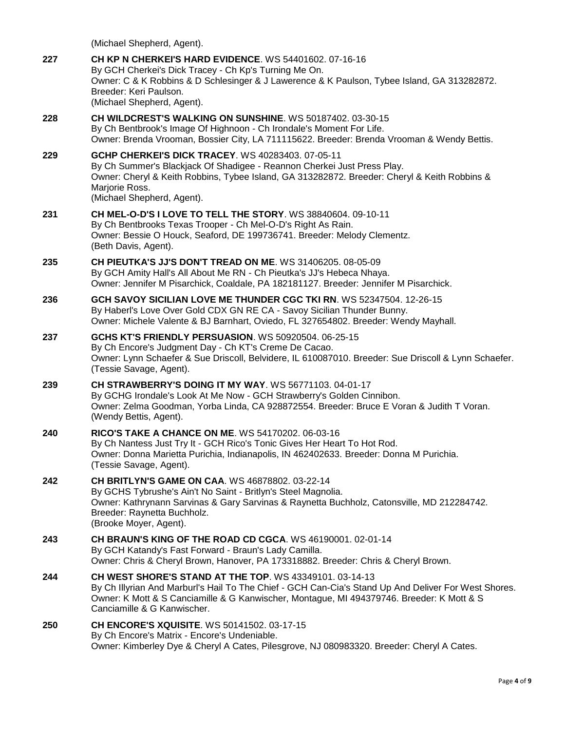(Michael Shepherd, Agent).

**227** **CH KP N CHERKEI'S HARD EVIDENCE**. WS 54401602. 07-16-16
By GCH Cherkei's Dick Tracey - Ch Kp's Turning Me On.
Owner: C & K Robbins & D Schlesinger & J Lawerence & K Paulson, Tybee Island, GA 313282872.
Breeder: Keri Paulson.
(Michael Shepherd, Agent).

**228** **CH WILDCREST'S WALKING ON SUNSHINE**. WS 50187402. 03-30-15
By Ch Bentbrook's Image Of Highnoon - Ch Irondale's Moment For Life.
Owner: Brenda Vrooman, Bossier City, LA 711115622. Breeder: Brenda Vrooman & Wendy Bettis.

**229** **GCHP CHERKEI'S DICK TRACEY**. WS 40283403. 07-05-11
By Ch Summer's Blackjack Of Shadigee - Reannon Cherkei Just Press Play.
Owner: Cheryl & Keith Robbins, Tybee Island, GA 313282872. Breeder: Cheryl & Keith Robbins & Marjorie Ross.
(Michael Shepherd, Agent).

**231** **CH MEL-O-D'S I LOVE TO TELL THE STORY**. WS 38840604. 09-10-11
By Ch Bentbrooks Texas Trooper - Ch Mel-O-D's Right As Rain.
Owner: Bessie O Houck, Seaford, DE 199736741. Breeder: Melody Clementz.
(Beth Davis, Agent).

**235** **CH PIEUTKA'S JJ'S DON'T TREAD ON ME**. WS 31406205. 08-05-09
By GCH Amity Hall's All About Me RN - Ch Pieutka's JJ's Hebeca Nhaya.
Owner: Jennifer M Pisarchick, Coaldale, PA 182181127. Breeder: Jennifer M Pisarchick.

**236** **GCH SAVOY SICILIAN LOVE ME THUNDER CGC TKI RN**. WS 52347504. 12-26-15
By Haberl's Love Over Gold CDX GN RE CA - Savoy Sicilian Thunder Bunny.
Owner: Michele Valente & BJ Barnhart, Oviedo, FL 327654802. Breeder: Wendy Mayhall.

**237** **GCHS KT'S FRIENDLY PERSUASION**. WS 50920504. 06-25-15
By Ch Encore's Judgment Day - Ch KT's Creme De Cacao.
Owner: Lynn Schaefer & Sue Driscoll, Belvidere, IL 610087010. Breeder: Sue Driscoll & Lynn Schaefer.
(Tessie Savage, Agent).

**239** **CH STRAWBERRY'S DOING IT MY WAY**. WS 56771103. 04-01-17
By GCHG Irondale's Look At Me Now - GCH Strawberry's Golden Cinnibon.
Owner: Zelma Goodman, Yorba Linda, CA 928872554. Breeder: Bruce E Voran & Judith T Voran.
(Wendy Bettis, Agent).

**240** **RICO'S TAKE A CHANCE ON ME**. WS 54170202. 06-03-16
By Ch Nantess Just Try It - GCH Rico's Tonic Gives Her Heart To Hot Rod.
Owner: Donna Marietta Purichia, Indianapolis, IN 462402633. Breeder: Donna M Purichia.
(Tessie Savage, Agent).

**242** **CH BRITLYN'S GAME ON CAA**. WS 46878802. 03-22-14
By GCHS Tybrushe's Ain't No Saint - Britlyn's Steel Magnolia.
Owner: Kathrynann Sarvinas & Gary Sarvinas & Raynetta Buchholz, Catonsville, MD 212284742.
Breeder: Raynetta Buchholz.
(Brooke Moyer, Agent).

**243** **CH BRAUN'S KING OF THE ROAD CD CGCA**. WS 46190001. 02-01-14
By GCH Katandy's Fast Forward - Braun's Lady Camilla.
Owner: Chris & Cheryl Brown, Hanover, PA 173318882. Breeder: Chris & Cheryl Brown.

**244** **CH WEST SHORE'S STAND AT THE TOP**. WS 43349101. 03-14-13
By Ch Illyrian And Marburl's Hail To The Chief - GCH Can-Cia's Stand Up And Deliver For West Shores.
Owner: K Mott & S Canciamille & G Kanwischer, Montague, MI 494379746. Breeder: K Mott & S Canciamille & G Kanwischer.

**250** **CH ENCORE'S XQUISITE**. WS 50141502. 03-17-15
By Ch Encore's Matrix - Encore's Undeniable.
Owner: Kimberley Dye & Cheryl A Cates, Pilesgrove, NJ 080983320. Breeder: Cheryl A Cates.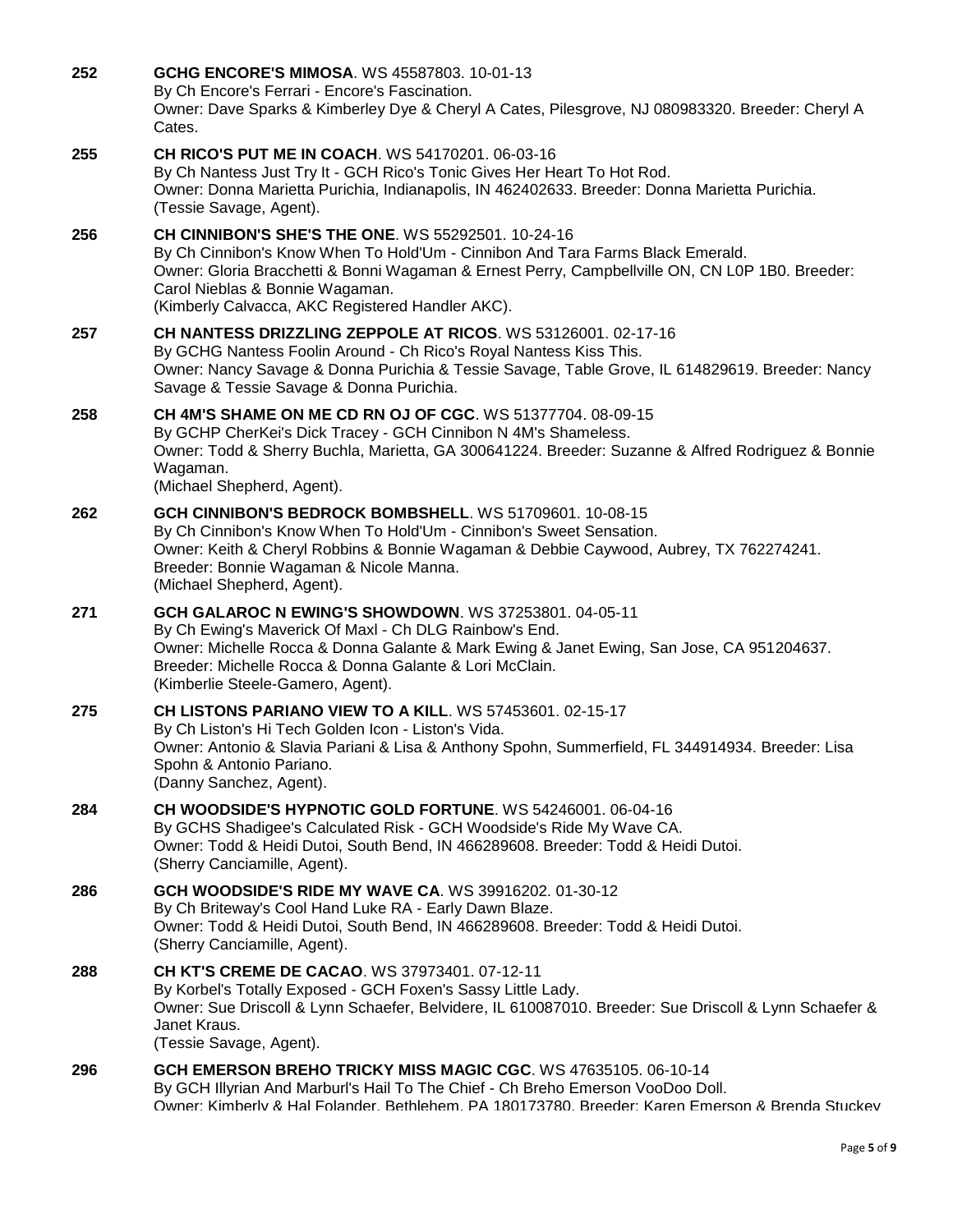**252** **GCHG ENCORE'S MIMOSA**. WS 45587803. 10-01-13
By Ch Encore's Ferrari - Encore's Fascination.
Owner: Dave Sparks & Kimberley Dye & Cheryl A Cates, Pilesgrove, NJ 080983320. Breeder: Cheryl A Cates.

**255** **CH RICO'S PUT ME IN COACH**. WS 54170201. 06-03-16
By Ch Nantess Just Try It - GCH Rico's Tonic Gives Her Heart To Hot Rod.
Owner: Donna Marietta Purichia, Indianapolis, IN 462402633. Breeder: Donna Marietta Purichia.
(Tessie Savage, Agent).

**256** **CH CINNIBON'S SHE'S THE ONE**. WS 55292501. 10-24-16
By Ch Cinnibon's Know When To Hold'Um - Cinnibon And Tara Farms Black Emerald.
Owner: Gloria Bracchetti & Bonni Wagaman & Ernest Perry, Campbellville ON, CN L0P 1B0. Breeder: Carol Nieblas & Bonnie Wagaman.
(Kimberly Calvacca, AKC Registered Handler AKC).

**257** **CH NANTESS DRIZZLING ZEPPOLE AT RICOS**. WS 53126001. 02-17-16
By GCHG Nantess Foolin Around - Ch Rico's Royal Nantess Kiss This.
Owner: Nancy Savage & Donna Purichia & Tessie Savage, Table Grove, IL 614829619. Breeder: Nancy Savage & Tessie Savage & Donna Purichia.

**258** **CH 4M'S SHAME ON ME CD RN OJ OF CGC**. WS 51377704. 08-09-15
By GCHP CherKei's Dick Tracey - GCH Cinnibon N 4M's Shameless.
Owner: Todd & Sherry Buchla, Marietta, GA 300641224. Breeder: Suzanne & Alfred Rodriguez & Bonnie Wagaman.
(Michael Shepherd, Agent).

**262** **GCH CINNIBON'S BEDROCK BOMBSHELL**. WS 51709601. 10-08-15
By Ch Cinnibon's Know When To Hold'Um - Cinnibon's Sweet Sensation.
Owner: Keith & Cheryl Robbins & Bonnie Wagaman & Debbie Caywood, Aubrey, TX 762274241.
Breeder: Bonnie Wagaman & Nicole Manna.
(Michael Shepherd, Agent).

**271** **GCH GALAROC N EWING'S SHOWDOWN**. WS 37253801. 04-05-11
By Ch Ewing's Maverick Of Maxl - Ch DLG Rainbow's End.
Owner: Michelle Rocca & Donna Galante & Mark Ewing & Janet Ewing, San Jose, CA 951204637.
Breeder: Michelle Rocca & Donna Galante & Lori McClain.
(Kimberlie Steele-Gamero, Agent).

**275** **CH LISTONS PARIANO VIEW TO A KILL**. WS 57453601. 02-15-17
By Ch Liston's Hi Tech Golden Icon - Liston's Vida.
Owner: Antonio & Slavia Pariani & Lisa & Anthony Spohn, Summerfield, FL 344914934. Breeder: Lisa Spohn & Antonio Pariano.
(Danny Sanchez, Agent).

**284** **CH WOODSIDE'S HYPNOTIC GOLD FORTUNE**. WS 54246001. 06-04-16
By GCHS Shadigee's Calculated Risk - GCH Woodside's Ride My Wave CA.
Owner: Todd & Heidi Dutoi, South Bend, IN 466289608. Breeder: Todd & Heidi Dutoi.
(Sherry Canciamille, Agent).

**286** **GCH WOODSIDE'S RIDE MY WAVE CA**. WS 39916202. 01-30-12
By Ch Briteway's Cool Hand Luke RA - Early Dawn Blaze.
Owner: Todd & Heidi Dutoi, South Bend, IN 466289608. Breeder: Todd & Heidi Dutoi.
(Sherry Canciamille, Agent).

**288** **CH KT'S CREME DE CACAO**. WS 37973401. 07-12-11
By Korbel's Totally Exposed - GCH Foxen's Sassy Little Lady.
Owner: Sue Driscoll & Lynn Schaefer, Belvidere, IL 610087010. Breeder: Sue Driscoll & Lynn Schaefer & Janet Kraus.
(Tessie Savage, Agent).

**296** **GCH EMERSON BREHO TRICKY MISS MAGIC CGC**. WS 47635105. 06-10-14
By GCH Illyrian And Marburl's Hail To The Chief - Ch Breho Emerson VooDoo Doll.
Owner: Kimberly & Hal Folander, Bethlehem, PA 180173780. Breeder: Karen Emerson & Brenda Stuckey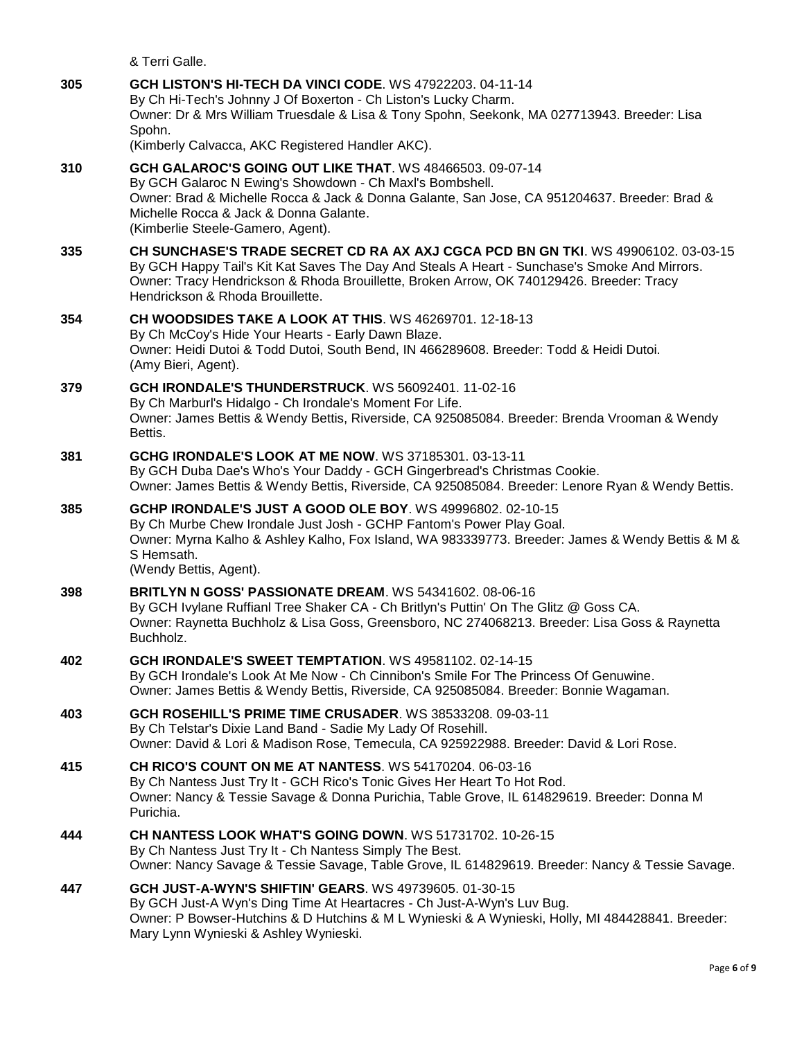& Terri Galle.

**305** **GCH LISTON'S HI-TECH DA VINCI CODE**. WS 47922203. 04-11-14
By Ch Hi-Tech's Johnny J Of Boxerton - Ch Liston's Lucky Charm.
Owner: Dr & Mrs William Truesdale & Lisa & Tony Spohn, Seekonk, MA 027713943. Breeder: Lisa Spohn.
(Kimberly Calvacca, AKC Registered Handler AKC).

**310** **GCH GALAROC'S GOING OUT LIKE THAT**. WS 48466503. 09-07-14
By GCH Galaroc N Ewing's Showdown - Ch Maxl's Bombshell.
Owner: Brad & Michelle Rocca & Jack & Donna Galante, San Jose, CA 951204637. Breeder: Brad & Michelle Rocca & Jack & Donna Galante.
(Kimberlie Steele-Gamero, Agent).

**335** **CH SUNCHASE'S TRADE SECRET CD RA AX AXJ CGCA PCD BN GN TKI**. WS 49906102. 03-03-15
By GCH Happy Tail's Kit Kat Saves The Day And Steals A Heart - Sunchase's Smoke And Mirrors.
Owner: Tracy Hendrickson & Rhoda Brouillette, Broken Arrow, OK 740129426. Breeder: Tracy Hendrickson & Rhoda Brouillette.

**354** **CH WOODSIDES TAKE A LOOK AT THIS**. WS 46269701. 12-18-13
By Ch McCoy's Hide Your Hearts - Early Dawn Blaze.
Owner: Heidi Dutoi & Todd Dutoi, South Bend, IN 466289608. Breeder: Todd & Heidi Dutoi.
(Amy Bieri, Agent).

**379** **GCH IRONDALE'S THUNDERSTRUCK**. WS 56092401. 11-02-16
By Ch Marburl's Hidalgo - Ch Irondale's Moment For Life.
Owner: James Bettis & Wendy Bettis, Riverside, CA 925085084. Breeder: Brenda Vrooman & Wendy Bettis.

**381** **GCHG IRONDALE'S LOOK AT ME NOW**. WS 37185301. 03-13-11
By GCH Duba Dae's Who's Your Daddy - GCH Gingerbread's Christmas Cookie.
Owner: James Bettis & Wendy Bettis, Riverside, CA 925085084. Breeder: Lenore Ryan & Wendy Bettis.

**385** **GCHP IRONDALE'S JUST A GOOD OLE BOY**. WS 49996802. 02-10-15
By Ch Murbe Chew Irondale Just Josh - GCHP Fantom's Power Play Goal.
Owner: Myrna Kalho & Ashley Kalho, Fox Island, WA 983339773. Breeder: James & Wendy Bettis & M & S Hemsath.
(Wendy Bettis, Agent).

**398** **BRITLYN N GOSS' PASSIONATE DREAM**. WS 54341602. 08-06-16
By GCH Ivylane Ruffianl Tree Shaker CA - Ch Britlyn's Puttin' On The Glitz @ Goss CA.
Owner: Raynetta Buchholz & Lisa Goss, Greensboro, NC 274068213. Breeder: Lisa Goss & Raynetta Buchholz.

**402** **GCH IRONDALE'S SWEET TEMPTATION**. WS 49581102. 02-14-15
By GCH Irondale's Look At Me Now - Ch Cinnibon's Smile For The Princess Of Genuwine.
Owner: James Bettis & Wendy Bettis, Riverside, CA 925085084. Breeder: Bonnie Wagaman.

**403** **GCH ROSEHILL'S PRIME TIME CRUSADER**. WS 38533208. 09-03-11
By Ch Telstar's Dixie Land Band - Sadie My Lady Of Rosehill.
Owner: David & Lori & Madison Rose, Temecula, CA 925922988. Breeder: David & Lori Rose.

**415** **CH RICO'S COUNT ON ME AT NANTESS**. WS 54170204. 06-03-16
By Ch Nantess Just Try It - GCH Rico's Tonic Gives Her Heart To Hot Rod.
Owner: Nancy & Tessie Savage & Donna Purichia, Table Grove, IL 614829619. Breeder: Donna M Purichia.

**444** **CH NANTESS LOOK WHAT'S GOING DOWN**. WS 51731702. 10-26-15
By Ch Nantess Just Try It - Ch Nantess Simply The Best.
Owner: Nancy Savage & Tessie Savage, Table Grove, IL 614829619. Breeder: Nancy & Tessie Savage.

**447** **GCH JUST-A-WYN'S SHIFTIN' GEARS**. WS 49739605. 01-30-15
By GCH Just-A Wyn's Ding Time At Heartacres - Ch Just-A-Wyn's Luv Bug.
Owner: P Bowser-Hutchins & D Hutchins & M L Wynieski & A Wynieski, Holly, MI 484428841. Breeder: Mary Lynn Wynieski & Ashley Wynieski.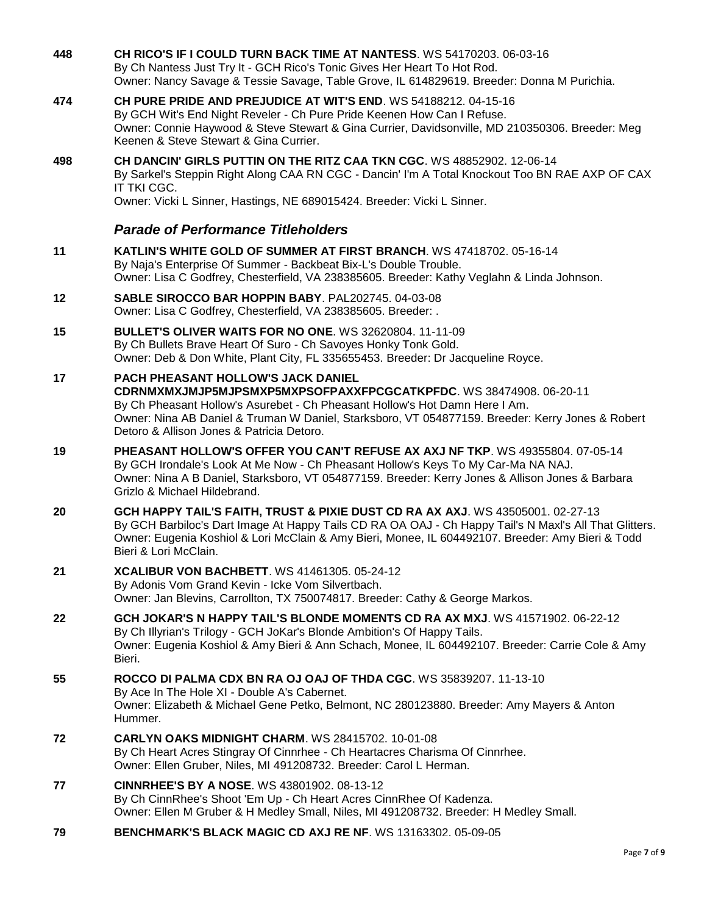**448** **CH RICO'S IF I COULD TURN BACK TIME AT NANTESS**. WS 54170203. 06-03-16
By Ch Nantess Just Try It - GCH Rico's Tonic Gives Her Heart To Hot Rod.
Owner: Nancy Savage & Tessie Savage, Table Grove, IL 614829619. Breeder: Donna M Purichia.

**474** **CH PURE PRIDE AND PREJUDICE AT WIT'S END**. WS 54188212. 04-15-16
By GCH Wit's End Night Reveler - Ch Pure Pride Keenen How Can I Refuse.
Owner: Connie Haywood & Steve Stewart & Gina Currier, Davidsonville, MD 210350306. Breeder: Meg Keenen & Steve Stewart & Gina Currier.

**498** **CH DANCIN' GIRLS PUTTIN ON THE RITZ CAA TKN CGC**. WS 48852902. 12-06-14
By Sarkel's Steppin Right Along CAA RN CGC - Dancin' I'm A Total Knockout Too BN RAE AXP OF CAX IT TKI CGC.
Owner: Vicki L Sinner, Hastings, NE 689015424. Breeder: Vicki L Sinner.

## *Parade of Performance Titleholders*

**11** **KATLIN'S WHITE GOLD OF SUMMER AT FIRST BRANCH**. WS 47418702. 05-16-14
By Naja's Enterprise Of Summer - Backbeat Bix-L's Double Trouble.
Owner: Lisa C Godfrey, Chesterfield, VA 238385605. Breeder: Kathy Veglahn & Linda Johnson.

**12** **SABLE SIROCCO BAR HOPPIN BABY**. PAL202745. 04-03-08
Owner: Lisa C Godfrey, Chesterfield, VA 238385605. Breeder: .

**15** **BULLET'S OLIVER WAITS FOR NO ONE**. WS 32620804. 11-11-09
By Ch Bullets Brave Heart Of Suro - Ch Savoyes Honky Tonk Gold.
Owner: Deb & Don White, Plant City, FL 335655453. Breeder: Dr Jacqueline Royce.

**17** **PACH PHEASANT HOLLOW'S JACK DANIEL CDRNMXMXJMJP5MJPSMXP5MXPSOFPAXXFPCGCATKPFDC**. WS 38474908. 06-20-11
By Ch Pheasant Hollow's Asurebet - Ch Pheasant Hollow's Hot Damn Here I Am.
Owner: Nina AB Daniel & Truman W Daniel, Starksboro, VT 054877159. Breeder: Kerry Jones & Robert Detoro & Allison Jones & Patricia Detoro.

**19** **PHEASANT HOLLOW'S OFFER YOU CAN'T REFUSE AX AXJ NF TKP**. WS 49355804. 07-05-14
By GCH Irondale's Look At Me Now - Ch Pheasant Hollow's Keys To My Car-Ma NA NAJ.
Owner: Nina A B Daniel, Starksboro, VT 054877159. Breeder: Kerry Jones & Allison Jones & Barbara Grizlo & Michael Hildebrand.

**20** **GCH HAPPY TAIL'S FAITH, TRUST & PIXIE DUST CD RA AX AXJ**. WS 43505001. 02-27-13
By GCH Barbiloc's Dart Image At Happy Tails CD RA OA OAJ - Ch Happy Tail's N Maxl's All That Glitters.
Owner: Eugenia Koshiol & Lori McClain & Amy Bieri, Monee, IL 604492107. Breeder: Amy Bieri & Todd Bieri & Lori McClain.

**21** **XCALIBUR VON BACHBETT**. WS 41461305. 05-24-12
By Adonis Vom Grand Kevin - Icke Vom Silvertbach.
Owner: Jan Blevins, Carrollton, TX 750074817. Breeder: Cathy & George Markos.

**22** **GCH JOKAR'S N HAPPY TAIL'S BLONDE MOMENTS CD RA AX MXJ**. WS 41571902. 06-22-12
By Ch Illyrian's Trilogy - GCH JoKar's Blonde Ambition's Of Happy Tails.
Owner: Eugenia Koshiol & Amy Bieri & Ann Schach, Monee, IL 604492107. Breeder: Carrie Cole & Amy Bieri.

**55** **ROCCO DI PALMA CDX BN RA OJ OAJ OF THDA CGC**. WS 35839207. 11-13-10
By Ace In The Hole XI - Double A's Cabernet.
Owner: Elizabeth & Michael Gene Petko, Belmont, NC 280123880. Breeder: Amy Mayers & Anton Hummer.

**72** **CARLYN OAKS MIDNIGHT CHARM**. WS 28415702. 10-01-08
By Ch Heart Acres Stingray Of Cinnrhee - Ch Heartacres Charisma Of Cinnrhee.
Owner: Ellen Gruber, Niles, MI 491208732. Breeder: Carol L Herman.

**77** **CINNRHEE'S BY A NOSE**. WS 43801902. 08-13-12
By Ch CinnRhee's Shoot 'Em Up - Ch Heart Acres CinnRhee Of Kadenza.
Owner: Ellen M Gruber & H Medley Small, Niles, MI 491208732. Breeder: H Medley Small.

**79** **BENCHMARK'S BLACK MAGIC CD AXJ RE NF**. WS 13163302. 05-09-05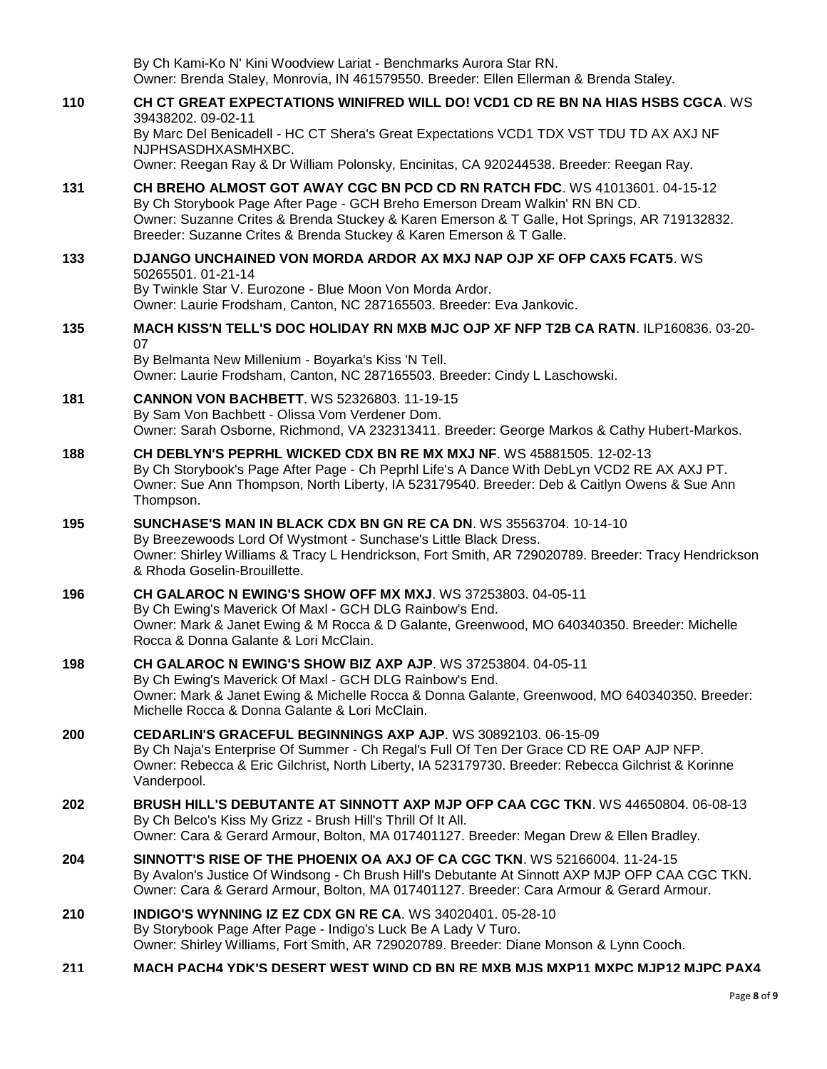By Ch Kami-Ko N' Kini Woodview Lariat - Benchmarks Aurora Star RN.
Owner: Brenda Staley, Monrovia, IN 461579550. Breeder: Ellen Ellerman & Brenda Staley.

**110** **CH CT GREAT EXPECTATIONS WINIFRED WILL DO! VCD1 CD RE BN NA HIAS HSBS CGCA**. WS 39438202. 09-02-11
By Marc Del Benicadell - HC CT Shera's Great Expectations VCD1 TDX VST TDU TD AX AXJ NF NJPHSASDHXASMHXBC.
Owner: Reegan Ray & Dr William Polonsky, Encinitas, CA 920244538. Breeder: Reegan Ray.

**131** **CH BREHO ALMOST GOT AWAY CGC BN PCD CD RN RATCH FDC**. WS 41013601. 04-15-12
By Ch Storybook Page After Page - GCH Breho Emerson Dream Walkin' RN BN CD.
Owner: Suzanne Crites & Brenda Stuckey & Karen Emerson & T Galle, Hot Springs, AR 719132832. Breeder: Suzanne Crites & Brenda Stuckey & Karen Emerson & T Galle.

**133** **DJANGO UNCHAINED VON MORDA ARDOR AX MXJ NAP OJP XF OFP CAX5 FCAT5**. WS 50265501. 01-21-14
By Twinkle Star V. Eurozone - Blue Moon Von Morda Ardor.
Owner: Laurie Frodsham, Canton, NC 287165503. Breeder: Eva Jankovic.

**135** **MACH KISS'N TELL'S DOC HOLIDAY RN MXB MJC OJP XF NFP T2B CA RATN**. ILP160836. 03-20-07
By Belmanta New Millenium - Boyarka's Kiss 'N Tell.
Owner: Laurie Frodsham, Canton, NC 287165503. Breeder: Cindy L Laschowski.

**181** **CANNON VON BACHBETT**. WS 52326803. 11-19-15
By Sam Von Bachbett - Olissa Vom Verdener Dom.
Owner: Sarah Osborne, Richmond, VA 232313411. Breeder: George Markos & Cathy Hubert-Markos.

**188** **CH DEBLYN'S PEPRHL WICKED CDX BN RE MX MXJ NF**. WS 45881505. 12-02-13
By Ch Storybook's Page After Page - Ch Peprhl Life's A Dance With DebLyn VCD2 RE AX AXJ PT.
Owner: Sue Ann Thompson, North Liberty, IA 523179540. Breeder: Deb & Caitlyn Owens & Sue Ann Thompson.

**195** **SUNCHASE'S MAN IN BLACK CDX BN GN RE CA DN**. WS 35563704. 10-14-10
By Breezewoods Lord Of Wystmont - Sunchase's Little Black Dress.
Owner: Shirley Williams & Tracy L Hendrickson, Fort Smith, AR 729020789. Breeder: Tracy Hendrickson & Rhoda Goselin-Brouillette.

**196** **CH GALAROC N EWING'S SHOW OFF MX MXJ**. WS 37253803. 04-05-11
By Ch Ewing's Maverick Of Maxl - GCH DLG Rainbow's End.
Owner: Mark & Janet Ewing & M Rocca & D Galante, Greenwood, MO 640340350. Breeder: Michelle Rocca & Donna Galante & Lori McClain.

**198** **CH GALAROC N EWING'S SHOW BIZ AXP AJP**. WS 37253804. 04-05-11
By Ch Ewing's Maverick Of Maxl - GCH DLG Rainbow's End.
Owner: Mark & Janet Ewing & Michelle Rocca & Donna Galante, Greenwood, MO 640340350. Breeder: Michelle Rocca & Donna Galante & Lori McClain.

**200** **CEDARLIN'S GRACEFUL BEGINNINGS AXP AJP**. WS 30892103. 06-15-09
By Ch Naja's Enterprise Of Summer - Ch Regal's Full Of Ten Der Grace CD RE OAP AJP NFP.
Owner: Rebecca & Eric Gilchrist, North Liberty, IA 523179730. Breeder: Rebecca Gilchrist & Korinne Vanderpool.

**202** **BRUSH HILL'S DEBUTANTE AT SINNOTT AXP MJP OFP CAA CGC TKN**. WS 44650804. 06-08-13
By Ch Belco's Kiss My Grizz - Brush Hill's Thrill Of It All.
Owner: Cara & Gerard Armour, Bolton, MA 017401127. Breeder: Megan Drew & Ellen Bradley.

**204** **SINNOTT'S RISE OF THE PHOENIX OA AXJ OF CA CGC TKN**. WS 52166004. 11-24-15
By Avalon's Justice Of Windsong - Ch Brush Hill's Debutante At Sinnott AXP MJP OFP CAA CGC TKN.
Owner: Cara & Gerard Armour, Bolton, MA 017401127. Breeder: Cara Armour & Gerard Armour.

**210** **INDIGO'S WYNNING IZ EZ CDX GN RE CA**. WS 34020401. 05-28-10
By Storybook Page After Page - Indigo's Luck Be A Lady V Turo.
Owner: Shirley Williams, Fort Smith, AR 729020789. Breeder: Diane Monson & Lynn Cooch.

**211** **MACH PACH4 YDK'S DESERT WEST WIND CD BN RE MXB MJS MXP11 MXPC MJP12 MJPC PAX4**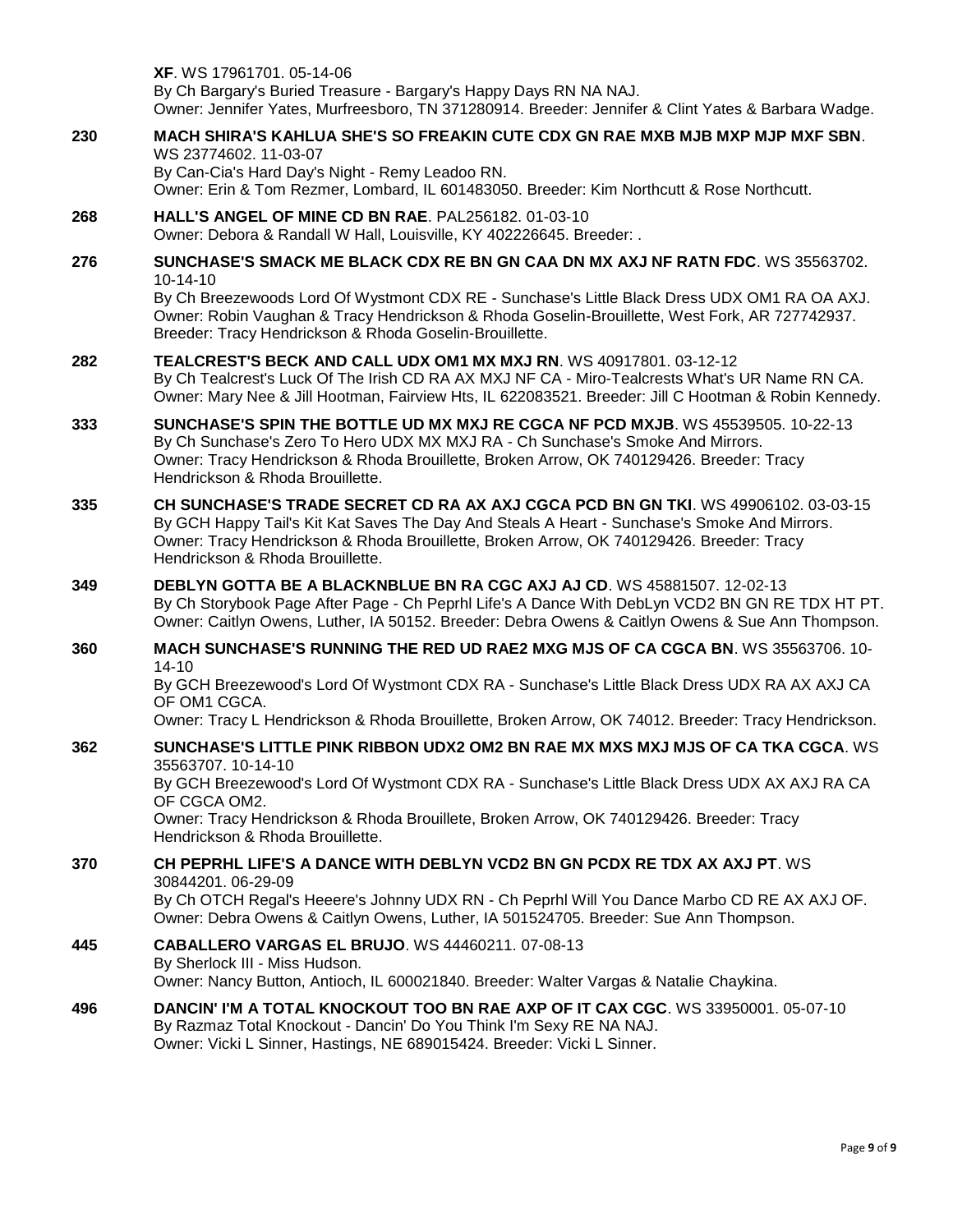**XF**. WS 17961701. 05-14-06
By Ch Bargary's Buried Treasure - Bargary's Happy Days RN NA NAJ.
Owner: Jennifer Yates, Murfreesboro, TN 371280914. Breeder: Jennifer & Clint Yates & Barbara Wadge.

**230** **MACH SHIRA'S KAHLUA SHE'S SO FREAKIN CUTE CDX GN RAE MXB MJB MXP MJP MXF SBN**. WS 23774602. 11-03-07
By Can-Cia's Hard Day's Night - Remy Leadoo RN.
Owner: Erin & Tom Rezmer, Lombard, IL 601483050. Breeder: Kim Northcutt & Rose Northcutt.

**268** **HALL'S ANGEL OF MINE CD BN RAE**. PAL256182. 01-03-10
Owner: Debora & Randall W Hall, Louisville, KY 402226645. Breeder: .

**276** **SUNCHASE'S SMACK ME BLACK CDX RE BN GN CAA DN MX AXJ NF RATN FDC**. WS 35563702. 10-14-10
By Ch Breezewoods Lord Of Wystmont CDX RE - Sunchase's Little Black Dress UDX OM1 RA OA AXJ.
Owner: Robin Vaughan & Tracy Hendrickson & Rhoda Goselin-Brouillette, West Fork, AR 727742937.
Breeder: Tracy Hendrickson & Rhoda Goselin-Brouillette.

**282** **TEALCREST'S BECK AND CALL UDX OM1 MX MXJ RN**. WS 40917801. 03-12-12
By Ch Tealcrest's Luck Of The Irish CD RA AX MXJ NF CA - Miro-Tealcrests What's UR Name RN CA.
Owner: Mary Nee & Jill Hootman, Fairview Hts, IL 622083521. Breeder: Jill C Hootman & Robin Kennedy.

**333** **SUNCHASE'S SPIN THE BOTTLE UD MX MXJ RE CGCA NF PCD MXJB**. WS 45539505. 10-22-13
By Ch Sunchase's Zero To Hero UDX MX MXJ RA - Ch Sunchase's Smoke And Mirrors.
Owner: Tracy Hendrickson & Rhoda Brouillette, Broken Arrow, OK 740129426. Breeder: Tracy Hendrickson & Rhoda Brouillette.

**335** **CH SUNCHASE'S TRADE SECRET CD RA AX AXJ CGCA PCD BN GN TKI**. WS 49906102. 03-03-15
By GCH Happy Tail's Kit Kat Saves The Day And Steals A Heart - Sunchase's Smoke And Mirrors.
Owner: Tracy Hendrickson & Rhoda Brouillette, Broken Arrow, OK 740129426. Breeder: Tracy Hendrickson & Rhoda Brouillette.

**349** **DEBLYN GOTTA BE A BLACKNBLUE BN RA CGC AXJ AJ CD**. WS 45881507. 12-02-13
By Ch Storybook Page After Page - Ch Peprhl Life's A Dance With DebLyn VCD2 BN GN RE TDX HT PT.
Owner: Caitlyn Owens, Luther, IA 50152. Breeder: Debra Owens & Caitlyn Owens & Sue Ann Thompson.

**360** **MACH SUNCHASE'S RUNNING THE RED UD RAE2 MXG MJS OF CA CGCA BN**. WS 35563706. 10-14-10
By GCH Breezewood's Lord Of Wystmont CDX RA - Sunchase's Little Black Dress UDX RA AX AXJ CA OF OM1 CGCA.
Owner: Tracy L Hendrickson & Rhoda Brouillette, Broken Arrow, OK 74012. Breeder: Tracy Hendrickson.

**362** **SUNCHASE'S LITTLE PINK RIBBON UDX2 OM2 BN RAE MX MXS MXJ MJS OF CA TKA CGCA**. WS 35563707. 10-14-10
By GCH Breezewood's Lord Of Wystmont CDX RA - Sunchase's Little Black Dress UDX AX AXJ RA CA OF CGCA OM2.
Owner: Tracy Hendrickson & Rhoda Brouillete, Broken Arrow, OK 740129426. Breeder: Tracy Hendrickson & Rhoda Brouillette.

**370** **CH PEPRHL LIFE'S A DANCE WITH DEBLYN VCD2 BN GN PCDX RE TDX AX AXJ PT**. WS 30844201. 06-29-09
By Ch OTCH Regal's Heeere's Johnny UDX RN - Ch Peprhl Will You Dance Marbo CD RE AX AXJ OF.
Owner: Debra Owens & Caitlyn Owens, Luther, IA 501524705. Breeder: Sue Ann Thompson.

**445** **CABALLERO VARGAS EL BRUJO**. WS 44460211. 07-08-13
By Sherlock III - Miss Hudson.
Owner: Nancy Button, Antioch, IL 600021840. Breeder: Walter Vargas & Natalie Chaykina.

**496** **DANCIN' I'M A TOTAL KNOCKOUT TOO BN RAE AXP OF IT CAX CGC**. WS 33950001. 05-07-10
By Razmaz Total Knockout - Dancin' Do You Think I'm Sexy RE NA NAJ.
Owner: Vicki L Sinner, Hastings, NE 689015424. Breeder: Vicki L Sinner.